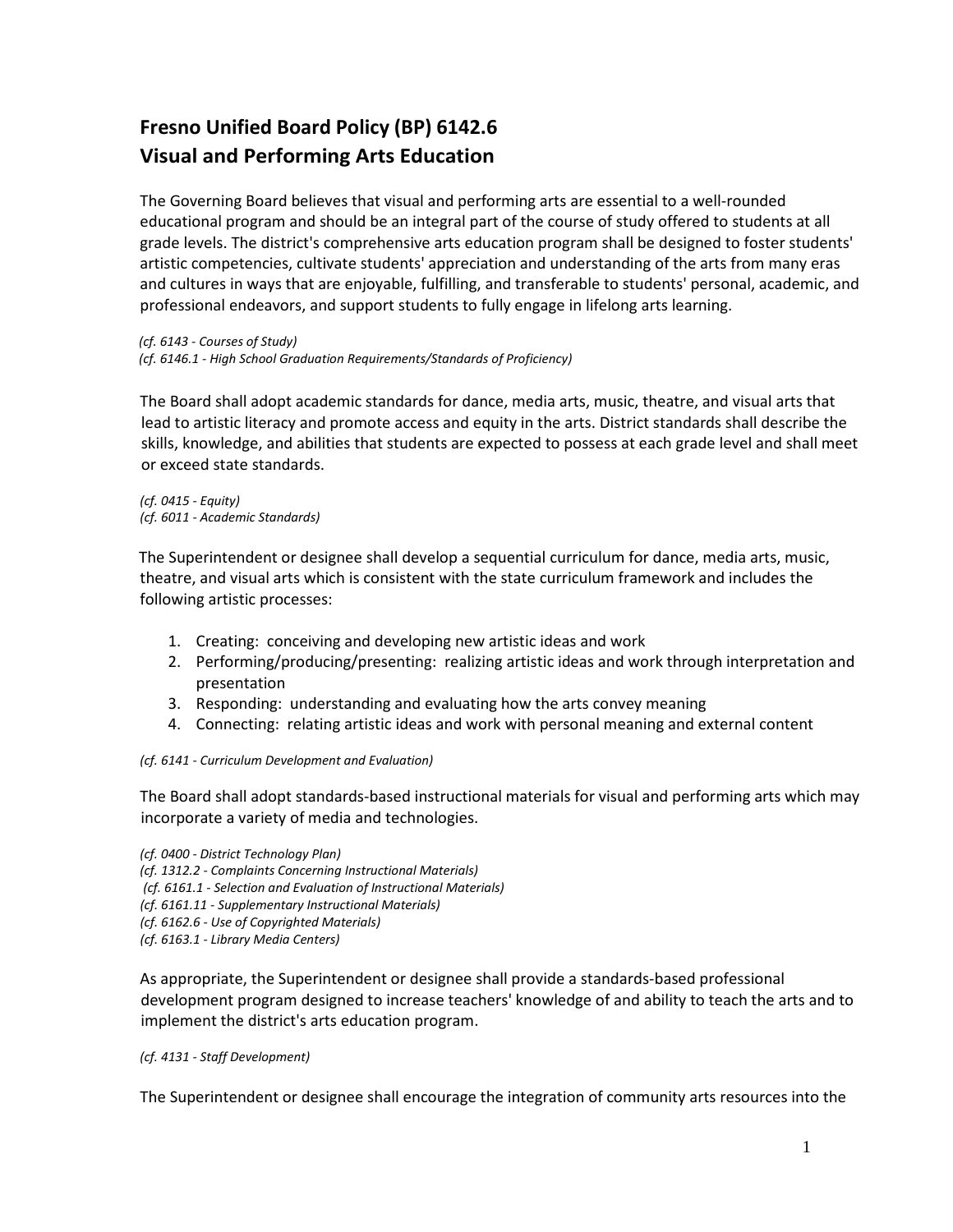# Fresno Unified Board Policy (BP) 6142.6
# Visual and Performing Arts Education

The Governing Board believes that visual and performing arts are essential to a well-rounded educational program and should be an integral part of the course of study offered to students at all grade levels. The district's comprehensive arts education program shall be designed to foster students' artistic competencies, cultivate students' appreciation and understanding of the arts from many eras and cultures in ways that are enjoyable, fulfilling, and transferable to students' personal, academic, and professional endeavors, and support students to fully engage in lifelong arts learning.

*(cf. 6143 - Courses of Study)*
*(cf. 6146.1 - High School Graduation Requirements/Standards of Proficiency)*

The Board shall adopt academic standards for dance, media arts, music, theatre, and visual arts that lead to artistic literacy and promote access and equity in the arts. District standards shall describe the skills, knowledge, and abilities that students are expected to possess at each grade level and shall meet or exceed state standards.

*(cf. 0415 - Equity)*
*(cf. 6011 - Academic Standards)*

The Superintendent or designee shall develop a sequential curriculum for dance, media arts, music, theatre, and visual arts which is consistent with the state curriculum framework and includes the following artistic processes:

1. Creating: conceiving and developing new artistic ideas and work
2. Performing/producing/presenting: realizing artistic ideas and work through interpretation and presentation
3. Responding: understanding and evaluating how the arts convey meaning
4. Connecting: relating artistic ideas and work with personal meaning and external content

*(cf. 6141 - Curriculum Development and Evaluation)*

The Board shall adopt standards-based instructional materials for visual and performing arts which may incorporate a variety of media and technologies.

*(cf. 0400 - District Technology Plan)*
*(cf. 1312.2 - Complaints Concerning Instructional Materials)*
*(cf. 6161.1 - Selection and Evaluation of Instructional Materials)*
*(cf. 6161.11 - Supplementary Instructional Materials)*
*(cf. 6162.6 - Use of Copyrighted Materials)*
*(cf. 6163.1 - Library Media Centers)*

As appropriate, the Superintendent or designee shall provide a standards-based professional development program designed to increase teachers' knowledge of and ability to teach the arts and to implement the district's arts education program.

*(cf. 4131 - Staff Development)*

The Superintendent or designee shall encourage the integration of community arts resources into the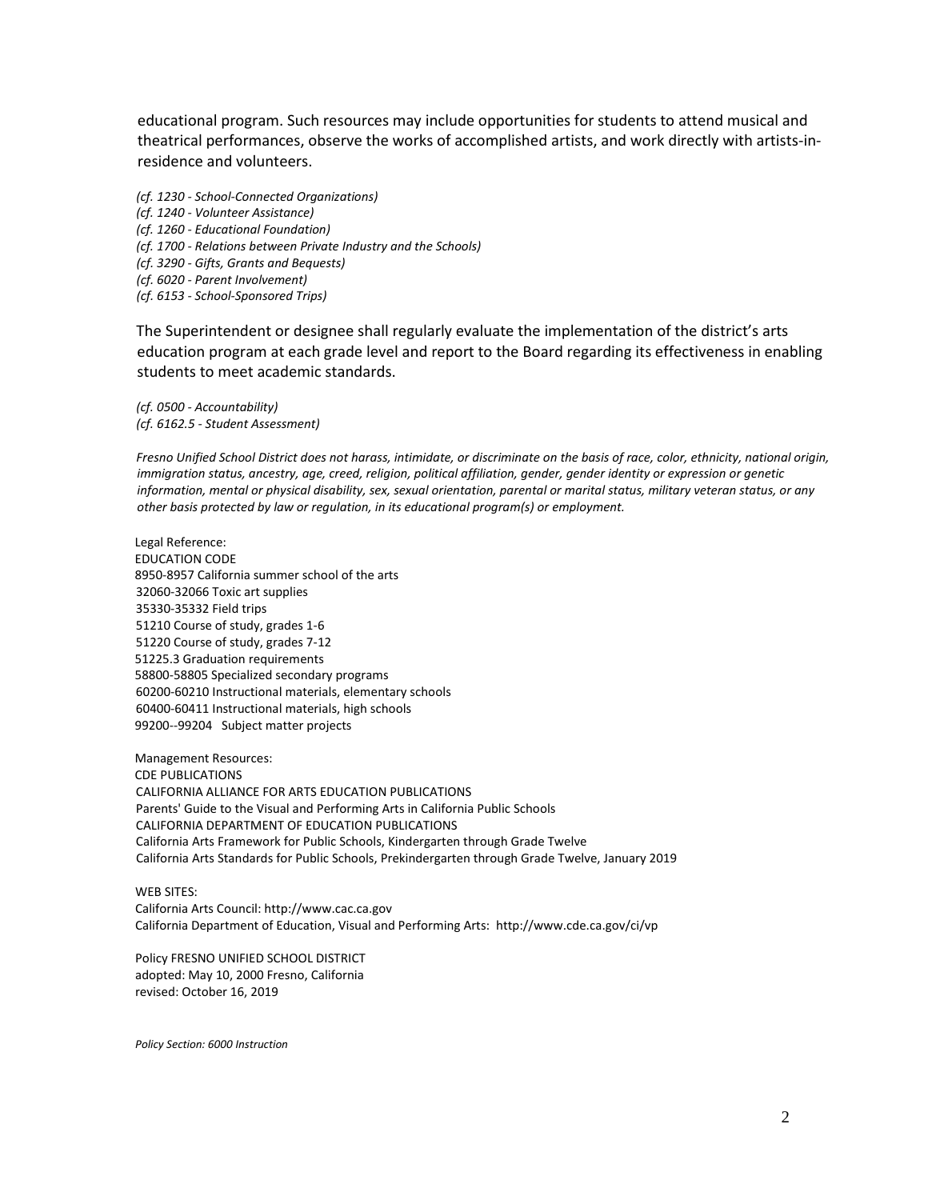educational program. Such resources may include opportunities for students to attend musical and theatrical performances, observe the works of accomplished artists, and work directly with artists-in-residence and volunteers.

*(cf. 1230 - School-Connected Organizations)*
*(cf. 1240 - Volunteer Assistance)*
*(cf. 1260 - Educational Foundation)*
*(cf. 1700 - Relations between Private Industry and the Schools)*
*(cf. 3290 - Gifts, Grants and Bequests)*
*(cf. 6020 - Parent Involvement)*
*(cf. 6153 - School-Sponsored Trips)*

The Superintendent or designee shall regularly evaluate the implementation of the district's arts education program at each grade level and report to the Board regarding its effectiveness in enabling students to meet academic standards.

*(cf. 0500 - Accountability)*
*(cf. 6162.5 - Student Assessment)*

*Fresno Unified School District does not harass, intimidate, or discriminate on the basis of race, color, ethnicity, national origin, immigration status, ancestry, age, creed, religion, political affiliation, gender, gender identity or expression or genetic information, mental or physical disability, sex, sexual orientation, parental or marital status, military veteran status, or any other basis protected by law or regulation, in its educational program(s) or employment.*

Legal Reference:
EDUCATION CODE
8950-8957 California summer school of the arts
32060-32066 Toxic art supplies
35330-35332 Field trips
51210 Course of study, grades 1-6
51220 Course of study, grades 7-12
51225.3 Graduation requirements
58800-58805 Specialized secondary programs
60200-60210 Instructional materials, elementary schools
60400-60411 Instructional materials, high schools
99200--99204 Subject matter projects

Management Resources:
CDE PUBLICATIONS
CALIFORNIA ALLIANCE FOR ARTS EDUCATION PUBLICATIONS
Parents' Guide to the Visual and Performing Arts in California Public Schools
CALIFORNIA DEPARTMENT OF EDUCATION PUBLICATIONS
California Arts Framework for Public Schools, Kindergarten through Grade Twelve
California Arts Standards for Public Schools, Prekindergarten through Grade Twelve, January 2019

WEB SITES:
California Arts Council: http://www.cac.ca.gov
California Department of Education, Visual and Performing Arts: http://www.cde.ca.gov/ci/vp

Policy FRESNO UNIFIED SCHOOL DISTRICT
adopted: May 10, 2000 Fresno, California
revised: October 16, 2019

*Policy Section: 6000 Instruction*